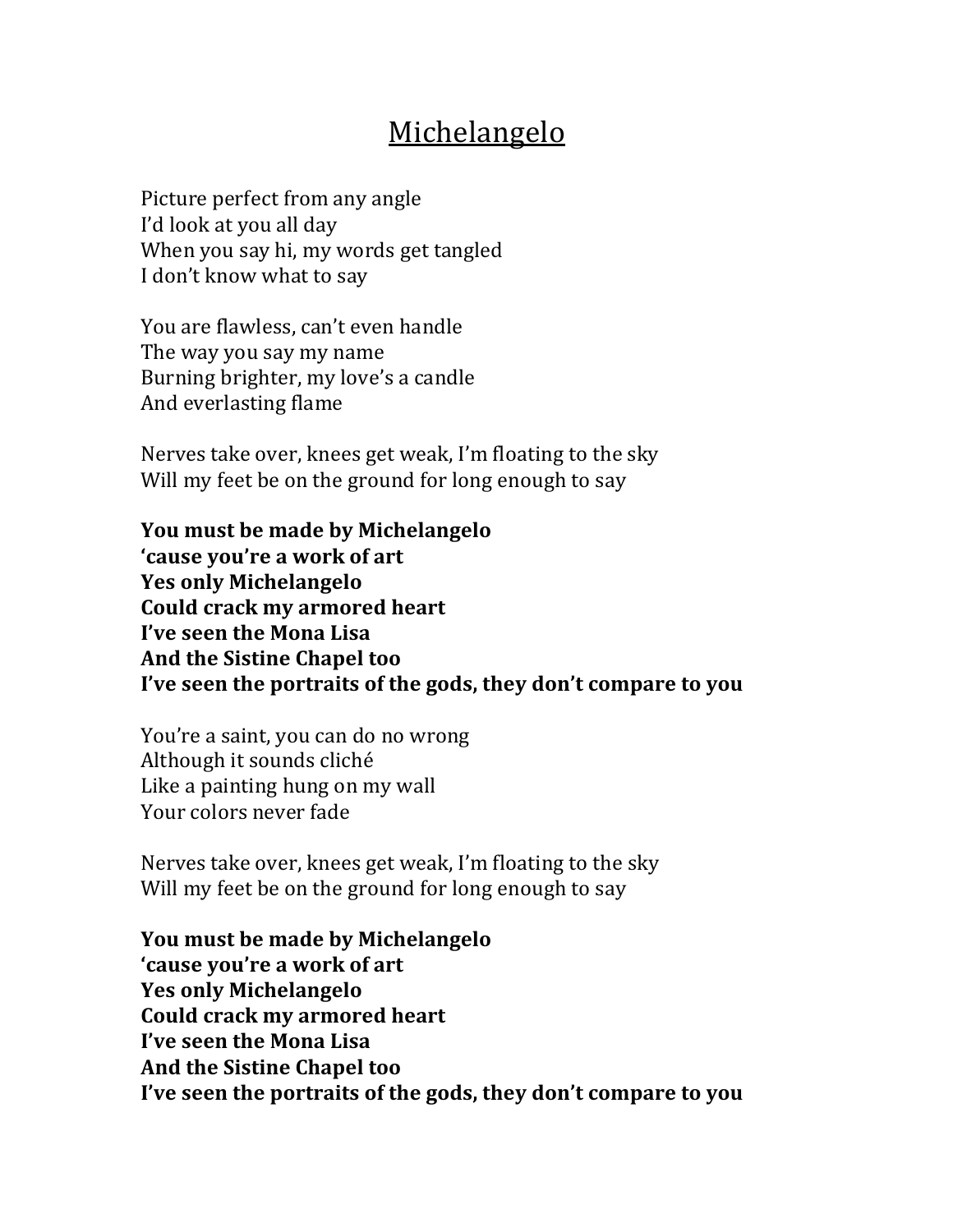# Michelangelo

Picture perfect from any angle
I'd look at you all day
When you say hi, my words get tangled
I don't know what to say

You are flawless, can't even handle
The way you say my name
Burning brighter, my love's a candle
And everlasting flame

Nerves take over, knees get weak, I'm floating to the sky
Will my feet be on the ground for long enough to say

**You must be made by Michelangelo**
**'cause you're a work of art**
**Yes only Michelangelo**
**Could crack my armored heart**
**I've seen the Mona Lisa**
**And the Sistine Chapel too**
**I've seen the portraits of the gods, they don't compare to you**

You're a saint, you can do no wrong
Although it sounds cliché
Like a painting hung on my wall
Your colors never fade

Nerves take over, knees get weak, I'm floating to the sky
Will my feet be on the ground for long enough to say

**You must be made by Michelangelo**
**'cause you're a work of art**
**Yes only Michelangelo**
**Could crack my armored heart**
**I've seen the Mona Lisa**
**And the Sistine Chapel too**
**I've seen the portraits of the gods, they don't compare to you**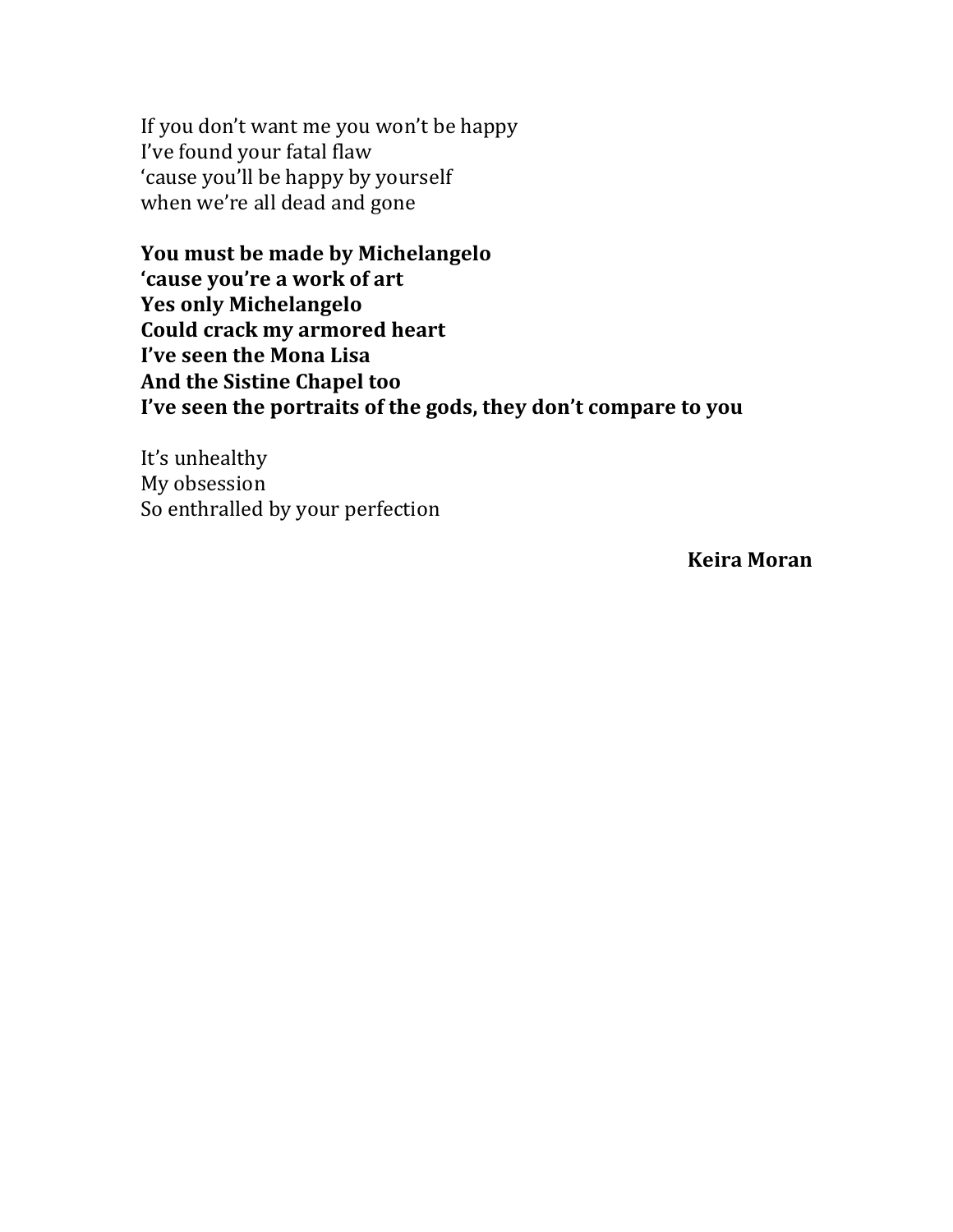If you don't want me you won't be happy
I've found your fatal flaw
'cause you'll be happy by yourself
when we're all dead and gone

**You must be made by Michelangelo**
**'cause you're a work of art**
**Yes only Michelangelo**
**Could crack my armored heart**
**I've seen the Mona Lisa**
**And the Sistine Chapel too**
**I've seen the portraits of the gods, they don't compare to you**

It's unhealthy
My obsession
So enthralled by your perfection

**Keira Moran**